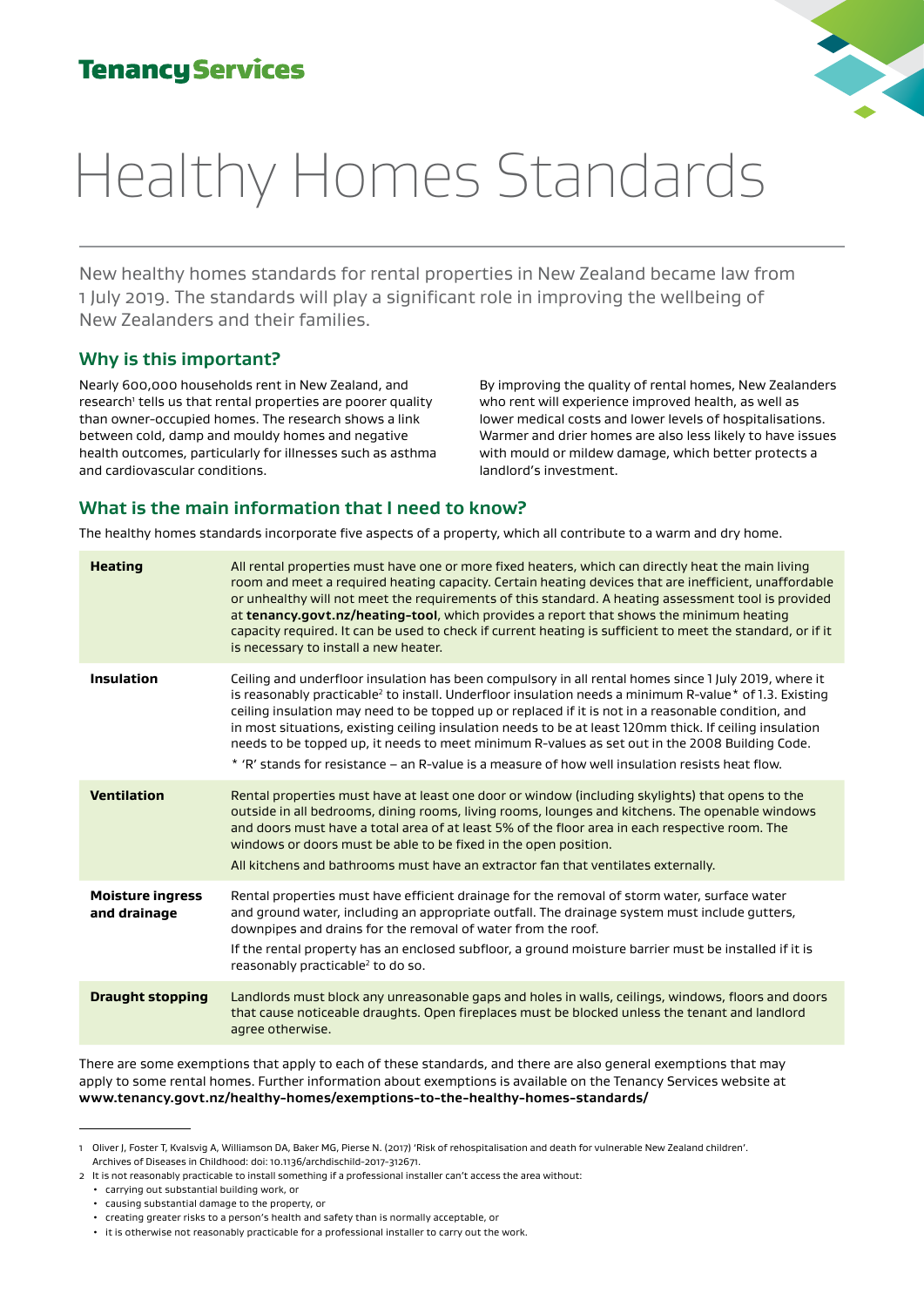Tenancy Services

# Healthy Homes Standards

New healthy homes standards for rental properties in New Zealand became law from 1 July 2019. The standards will play a significant role in improving the wellbeing of New Zealanders and their families.

## Why is this important?

Nearly 600,000 households rent in New Zealand, and research[1] tells us that rental properties are poorer quality than owner-occupied homes. The research shows a link between cold, damp and mouldy homes and negative health outcomes, particularly for illnesses such as asthma and cardiovascular conditions.

By improving the quality of rental homes, New Zealanders who rent will experience improved health, as well as lower medical costs and lower levels of hospitalisations. Warmer and drier homes are also less likely to have issues with mould or mildew damage, which better protects a landlord's investment.

## What is the main information that I need to know?

The healthy homes standards incorporate five aspects of a property, which all contribute to a warm and dry home.

| | |
|---|---|
| **Heating** | All rental properties must have one or more fixed heaters, which can directly heat the main living room and meet a required heating capacity. Certain heating devices that are inefficient, unaffordable or unhealthy will not meet the requirements of this standard. A heating assessment tool is provided at **tenancy.govt.nz/heating-tool**, which provides a report that shows the minimum heating capacity required. It can be used to check if current heating is sufficient to meet the standard, or if it is necessary to install a new heater. |
| **Insulation** | Ceiling and underfloor insulation has been compulsory in all rental homes since 1 July 2019, where it is reasonably practicable[2] to install. Underfloor insulation needs a minimum R-value* of 1.3. Existing ceiling insulation may need to be topped up or replaced if it is not in a reasonable condition, and in most situations, existing ceiling insulation needs to be at least 120mm thick. If ceiling insulation needs to be topped up, it needs to meet minimum R-values as set out in the 2008 Building Code.<br>* 'R' stands for resistance – an R-value is a measure of how well insulation resists heat flow. |
| **Ventilation** | Rental properties must have at least one door or window (including skylights) that opens to the outside in all bedrooms, dining rooms, living rooms, lounges and kitchens. The openable windows and doors must have a total area of at least 5% of the floor area in each respective room. The windows or doors must be able to be fixed in the open position.<br>All kitchens and bathrooms must have an extractor fan that ventilates externally. |
| **Moisture ingress and drainage** | Rental properties must have efficient drainage for the removal of storm water, surface water and ground water, including an appropriate outfall. The drainage system must include gutters, downpipes and drains for the removal of water from the roof.<br>If the rental property has an enclosed subfloor, a ground moisture barrier must be installed if it is reasonably practicable[2] to do so. |
| **Draught stopping** | Landlords must block any unreasonable gaps and holes in walls, ceilings, windows, floors and doors that cause noticeable draughts. Open fireplaces must be blocked unless the tenant and landlord agree otherwise. |

There are some exemptions that apply to each of these standards, and there are also general exemptions that may apply to some rental homes. Further information about exemptions is available on the Tenancy Services website at **www.tenancy.govt.nz/healthy-homes/exemptions-to-the-healthy-homes-standards/**

---

1 Oliver J, Foster T, Kvalsvig A, Williamson DA, Baker MG, Pierse N. (2017) 'Risk of rehospitalisation and death for vulnerable New Zealand children'. Archives of Diseases in Childhood: doi: 10.1136/archdischild-2017-312671.

2 It is not reasonably practicable to install something if a professional installer can't access the area without:

- carrying out substantial building work, or
- causing substantial damage to the property, or
- creating greater risks to a person's health and safety than is normally acceptable, or
- it is otherwise not reasonably practicable for a professional installer to carry out the work.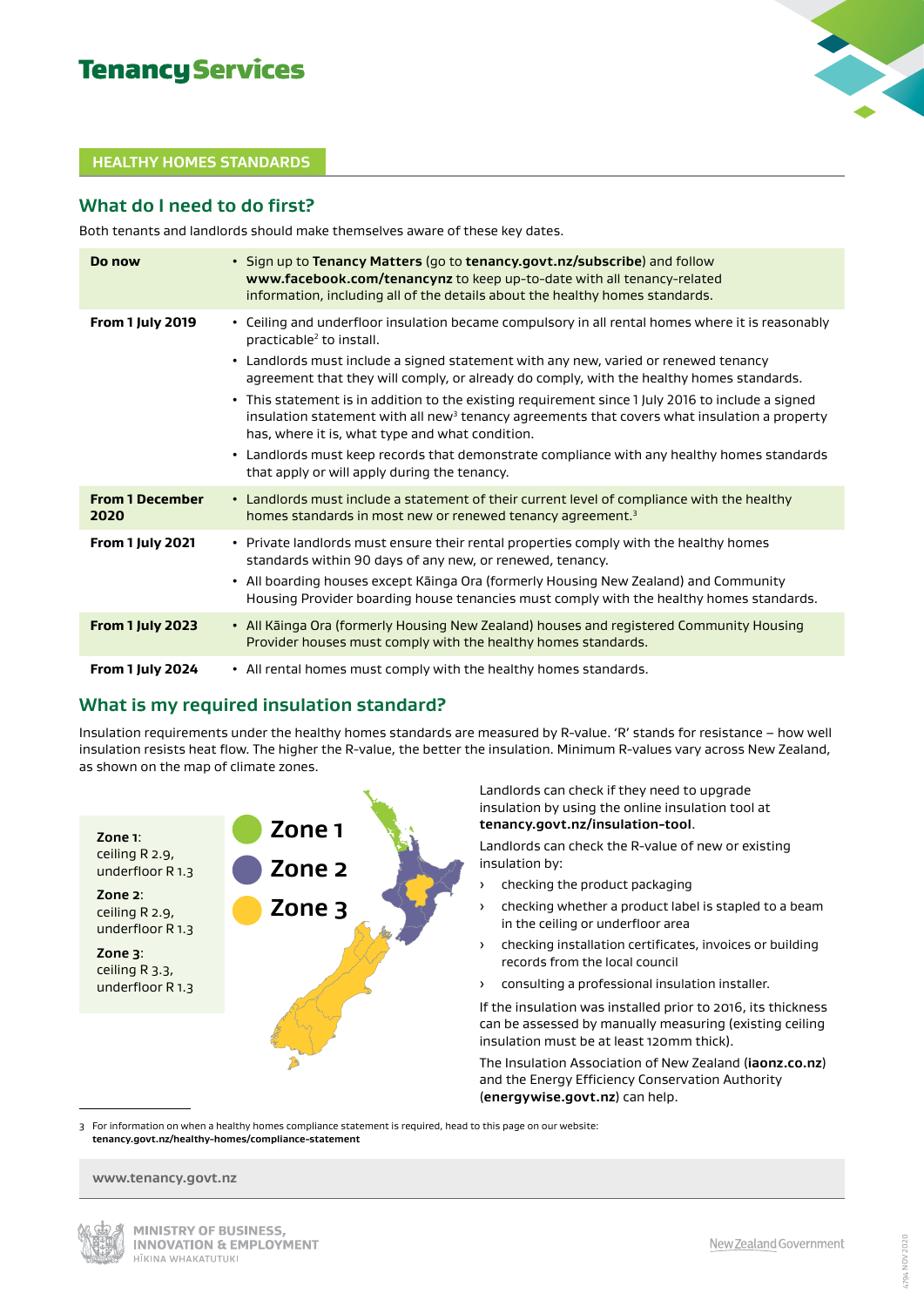# Tenancy Services

HEALTHY HOMES STANDARDS

## What do I need to do first?

Both tenants and landlords should make themselves aware of these key dates.

| | |
|---|---|
| **Do now** | • Sign up to **Tenancy Matters** (go to **tenancy.govt.nz/subscribe**) and follow **www.facebook.com/tenancynz** to keep up-to-date with all tenancy-related information, including all of the details about the healthy homes standards. |
| **From 1 July 2019** | • Ceiling and underfloor insulation became compulsory in all rental homes where it is reasonably practicable[2] to install.<br>• Landlords must include a signed statement with any new, varied or renewed tenancy agreement that they will comply, or already do comply, with the healthy homes standards.<br>• This statement is in addition to the existing requirement since 1 July 2016 to include a signed insulation statement with all new[3] tenancy agreements that covers what insulation a property has, where it is, what type and what condition.<br>• Landlords must keep records that demonstrate compliance with any healthy homes standards that apply or will apply during the tenancy. |
| **From 1 December 2020** | • Landlords must include a statement of their current level of compliance with the healthy homes standards in most new or renewed tenancy agreement.[3] |
| **From 1 July 2021** | • Private landlords must ensure their rental properties comply with the healthy homes standards within 90 days of any new, or renewed, tenancy.<br>• All boarding houses except Kāinga Ora (formerly Housing New Zealand) and Community Housing Provider boarding house tenancies must comply with the healthy homes standards. |
| **From 1 July 2023** | • All Kāinga Ora (formerly Housing New Zealand) houses and registered Community Housing Provider houses must comply with the healthy homes standards. |
| **From 1 July 2024** | • All rental homes must comply with the healthy homes standards. |

## What is my required insulation standard?

Insulation requirements under the healthy homes standards are measured by R-value. 'R' stands for resistance – how well insulation resists heat flow. The higher the R-value, the better the insulation. Minimum R-values vary across New Zealand, as shown on the map of climate zones.

**Zone 1**:
ceiling R 2.9,
underfloor R 1.3

**Zone 2**:
ceiling R 2.9,
underfloor R 1.3

**Zone 3**:
ceiling R 3.3,
underfloor R 1.3

Zone 1
Zone 2
Zone 3

Landlords can check if they need to upgrade insulation by using the online insulation tool at **tenancy.govt.nz/insulation-tool**.

Landlords can check the R-value of new or existing insulation by:

- checking the product packaging
- checking whether a product label is stapled to a beam in the ceiling or underfloor area
- checking installation certificates, invoices or building records from the local council
- consulting a professional insulation installer.

If the insulation was installed prior to 2016, its thickness can be assessed by manually measuring (existing ceiling insulation must be at least 120mm thick).

The Insulation Association of New Zealand (**iaonz.co.nz**) and the Energy Efficiency Conservation Authority (**energywise.govt.nz**) can help.

3 For information on when a healthy homes compliance statement is required, head to this page on our website: **tenancy.govt.nz/healthy-homes/compliance-statement**

www.tenancy.govt.nz

MINISTRY OF BUSINESS, INNOVATION & EMPLOYMENT
HĪKINA WHAKATUTUKI

New Zealand Government

4794 NOV 2020